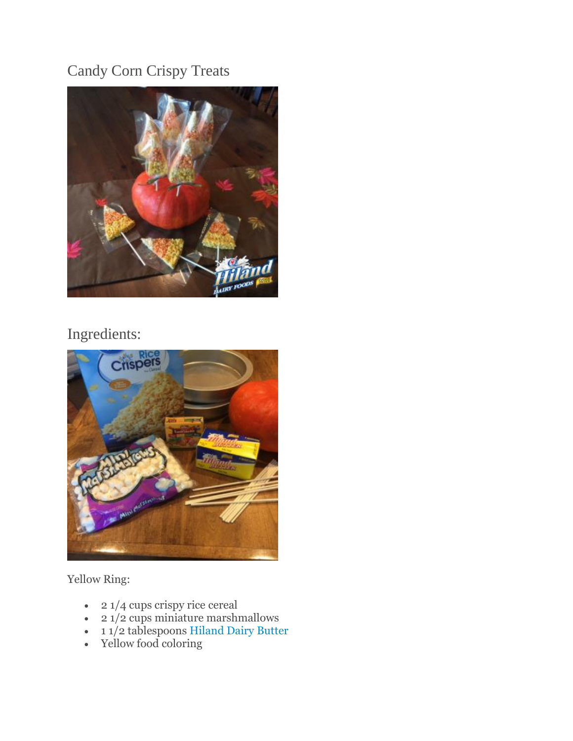# Candy Corn Crispy Treats

## Ingredients:

Yellow Ring:

- 2 1/4 cups crispy rice cereal
- 2 1/2 cups miniature marshmallows
- 1 1/2 tablespoons Hiland Dairy Butter
- Yellow food coloring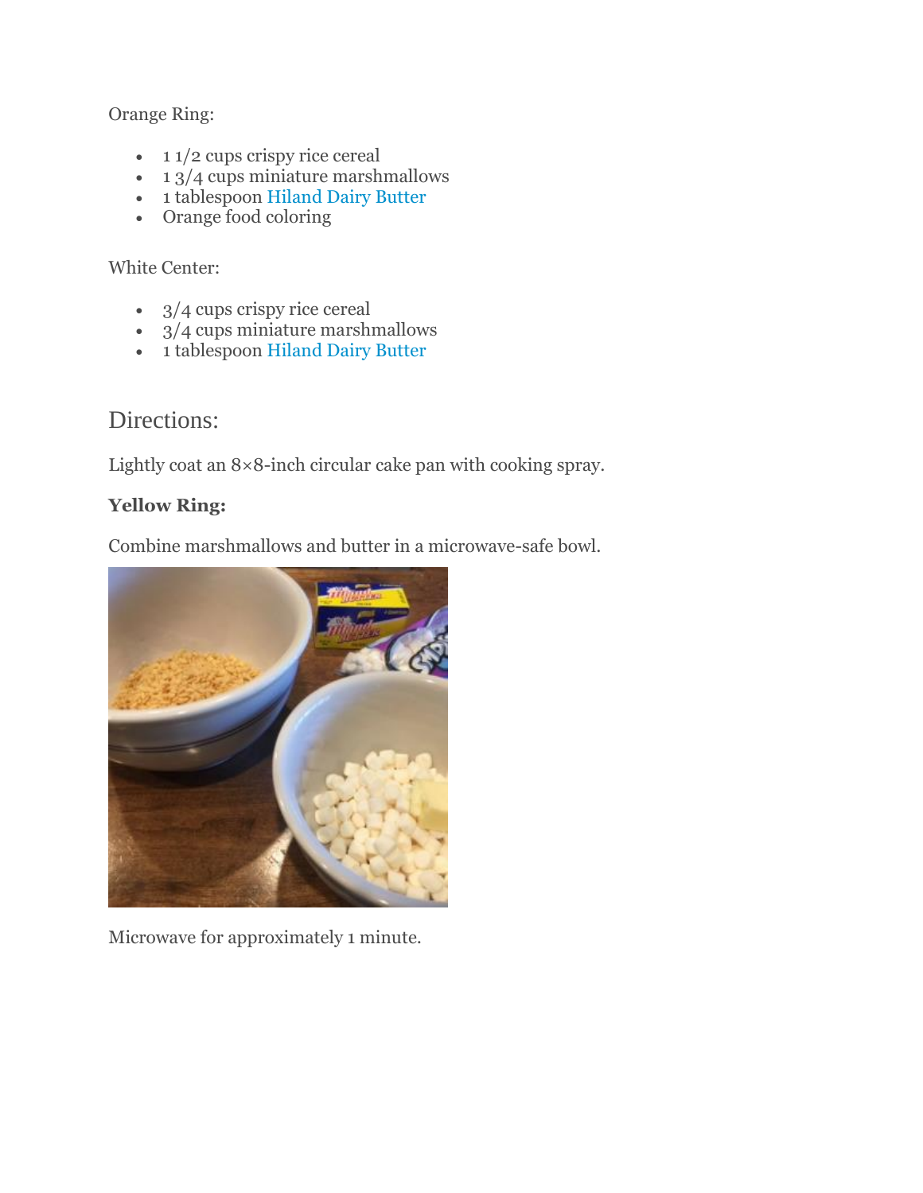Orange Ring:

- 1 1/2 cups crispy rice cereal
- 1 3/4 cups miniature marshmallows
- 1 tablespoon Hiland Dairy Butter
- Orange food coloring

White Center:

- 3/4 cups crispy rice cereal
- 3/4 cups miniature marshmallows
- 1 tablespoon Hiland Dairy Butter

## Directions:

Lightly coat an 8×8-inch circular cake pan with cooking spray.

**Yellow Ring:**

Combine marshmallows and butter in a microwave-safe bowl.

Microwave for approximately 1 minute.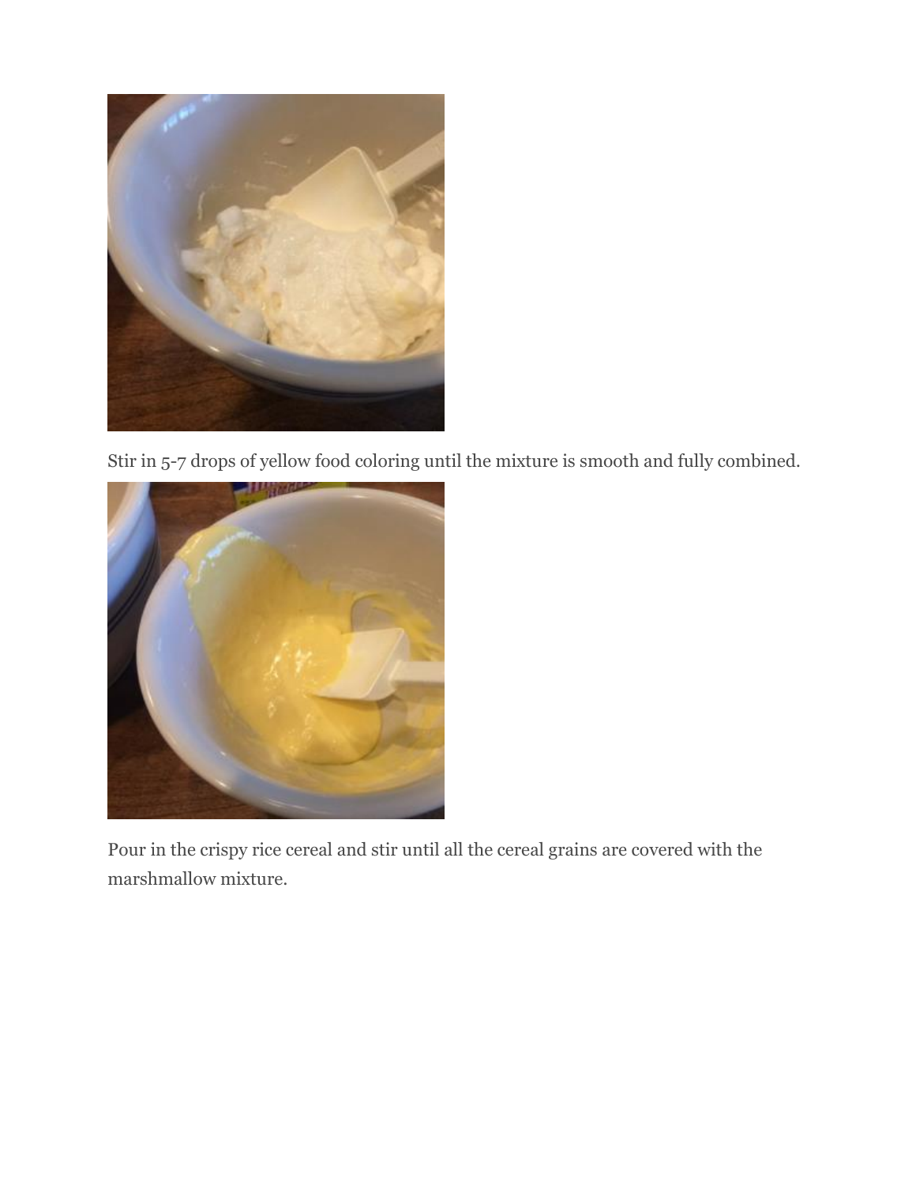Stir in 5-7 drops of yellow food coloring until the mixture is smooth and fully combined.

Pour in the crispy rice cereal and stir until all the cereal grains are covered with the marshmallow mixture.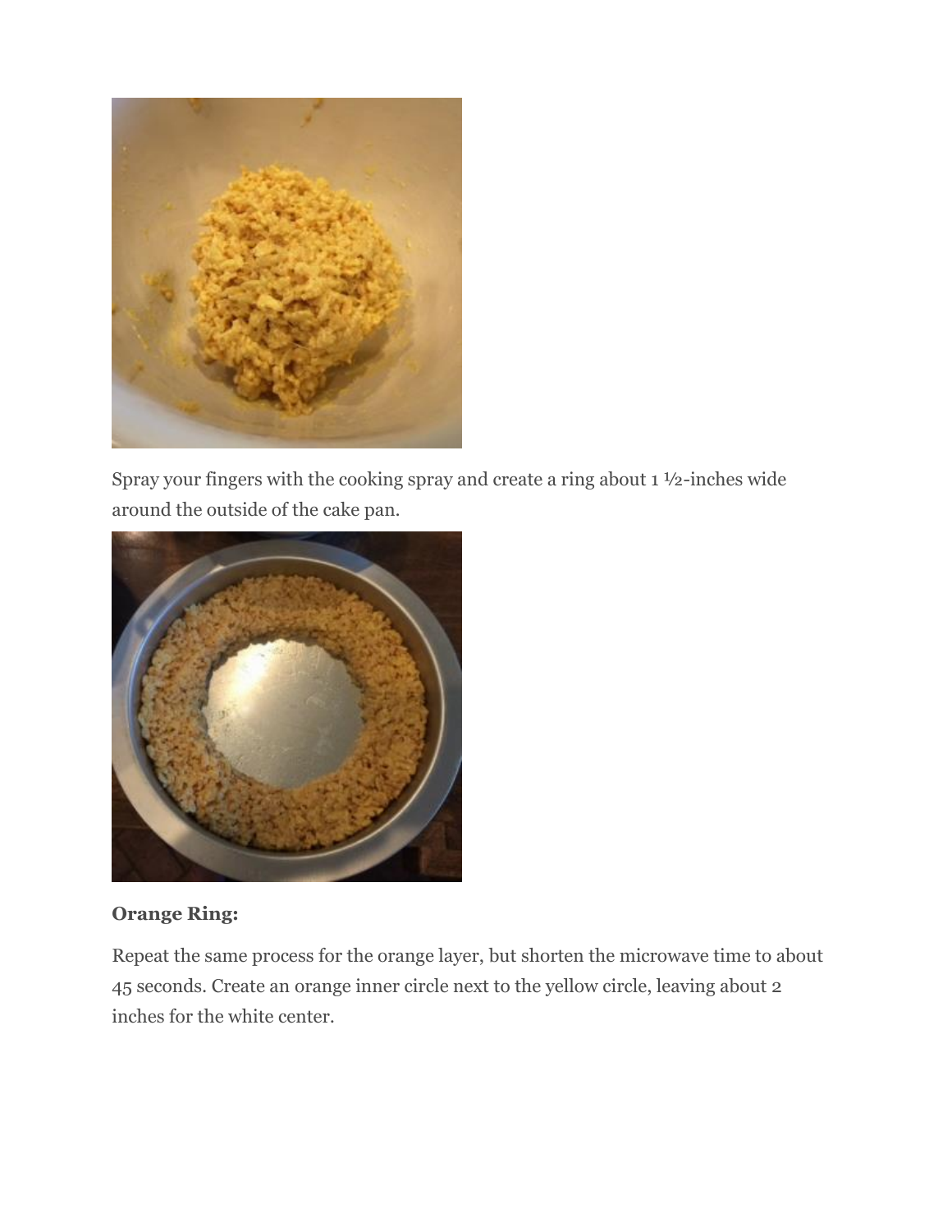Spray your fingers with the cooking spray and create a ring about 1 ½-inches wide around the outside of the cake pan.

**Orange Ring:**

Repeat the same process for the orange layer, but shorten the microwave time to about 45 seconds. Create an orange inner circle next to the yellow circle, leaving about 2 inches for the white center.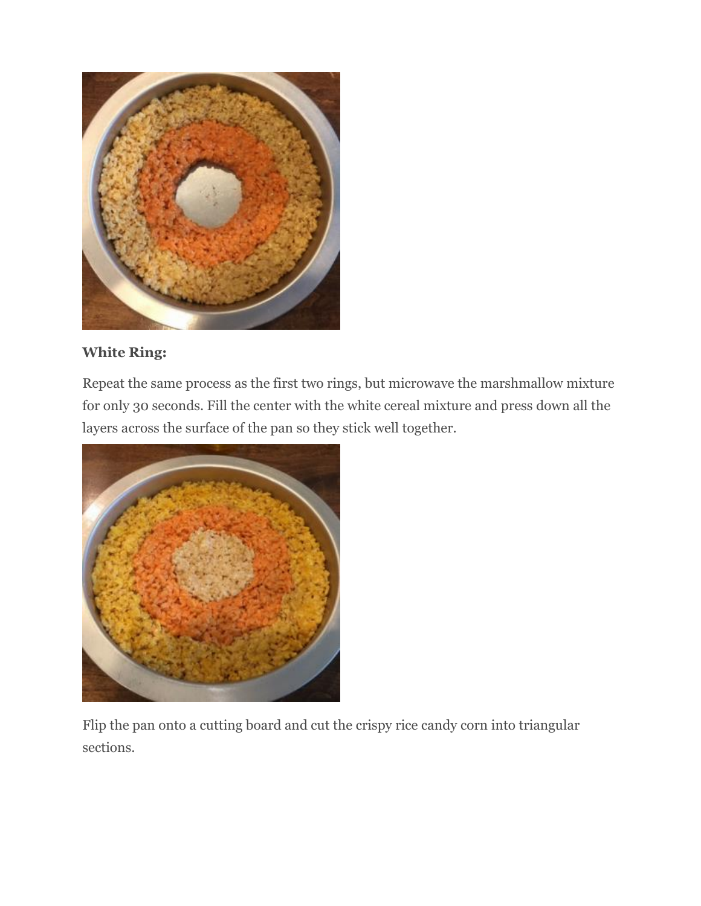**White Ring:**

Repeat the same process as the first two rings, but microwave the marshmallow mixture for only 30 seconds. Fill the center with the white cereal mixture and press down all the layers across the surface of the pan so they stick well together.

Flip the pan onto a cutting board and cut the crispy rice candy corn into triangular sections.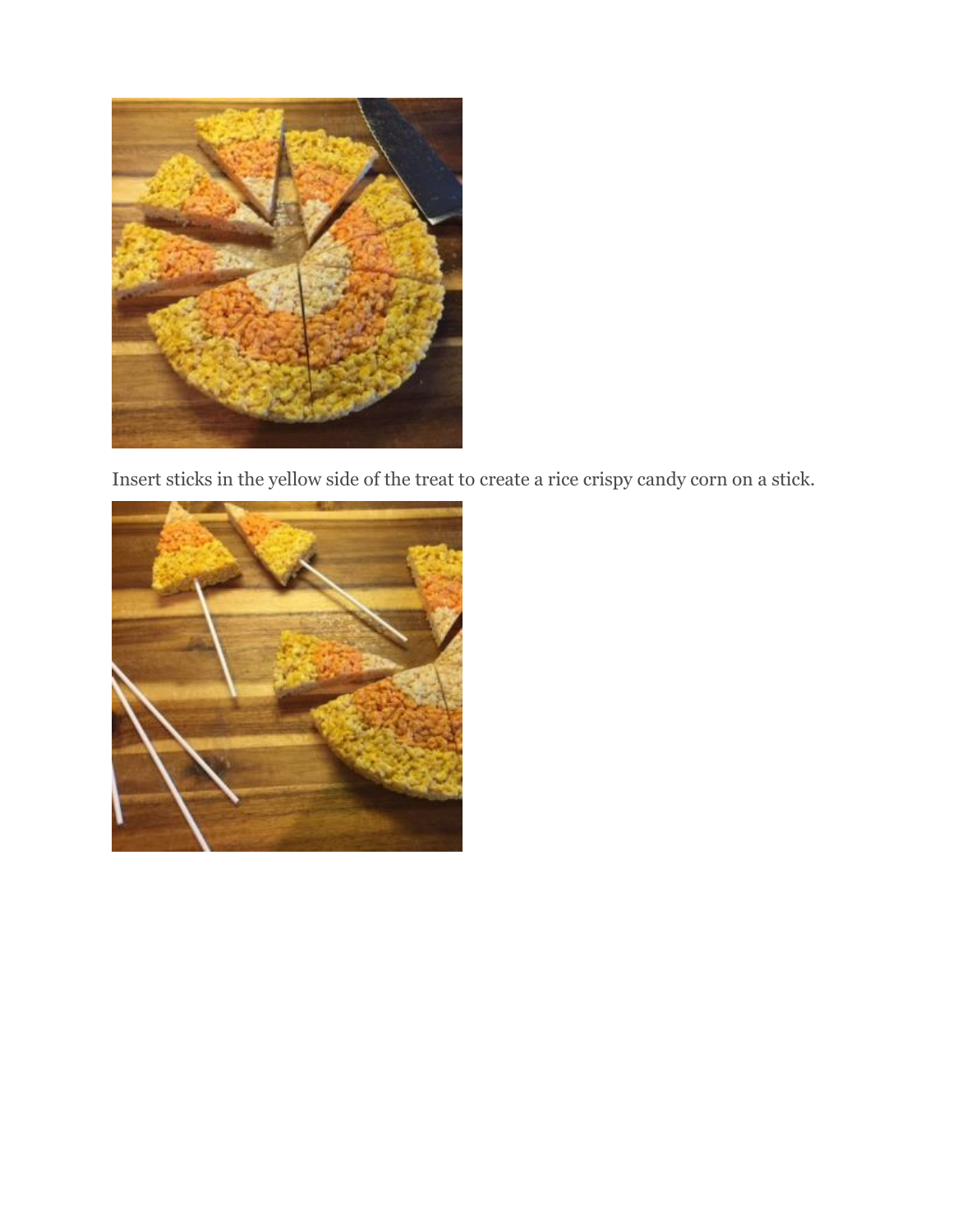Insert sticks in the yellow side of the treat to create a rice crispy candy corn on a stick.